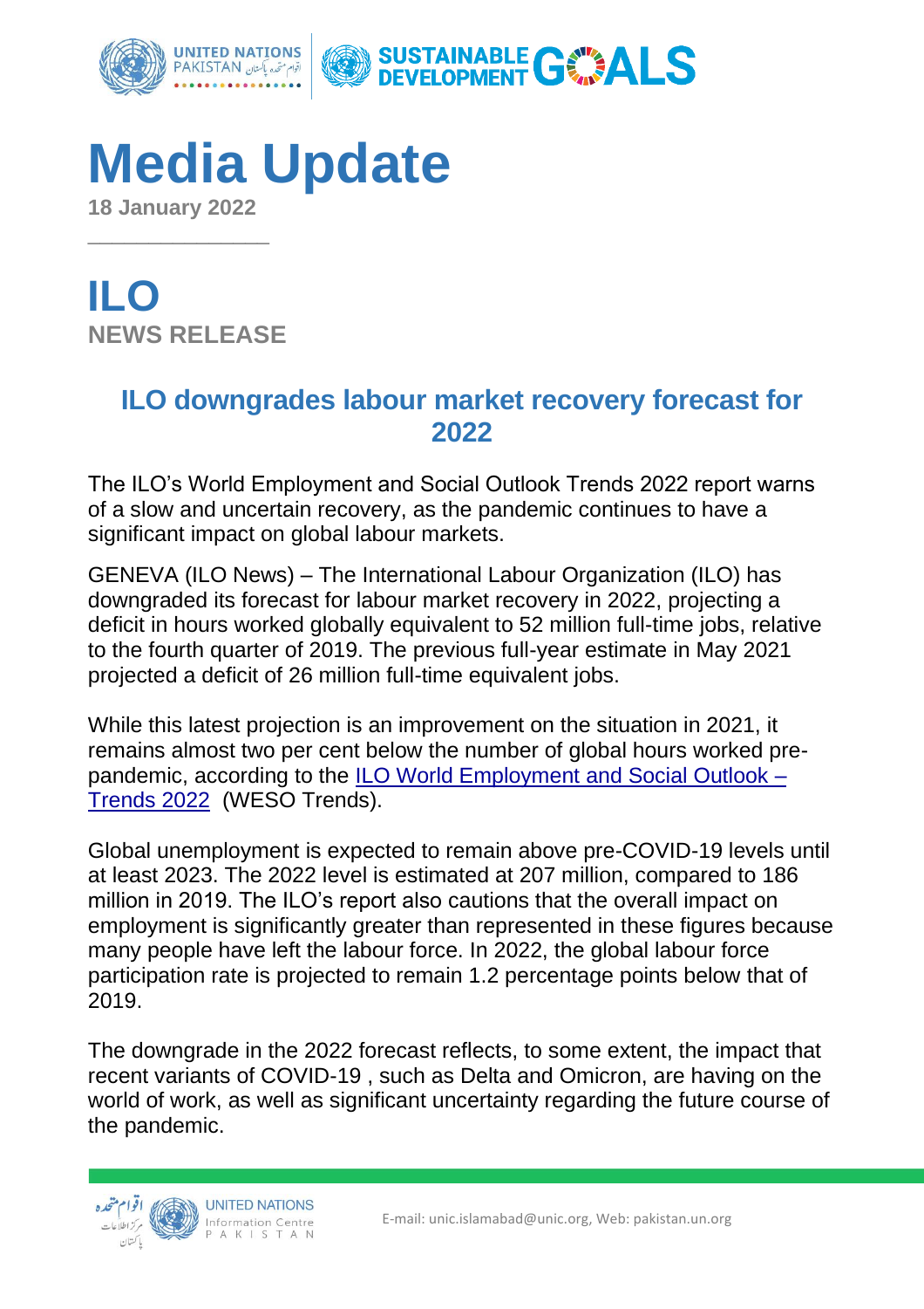# Media Update

**18 January 2022**

# ILO

**NEWS RELEASE**

## ILO downgrades labour market recovery forecast for 2022

The ILO's World Employment and Social Outlook Trends 2022 report warns of a slow and uncertain recovery, as the pandemic continues to have a significant impact on global labour markets.

GENEVA (ILO News) – The International Labour Organization (ILO) has downgraded its forecast for labour market recovery in 2022, projecting a deficit in hours worked globally equivalent to 52 million full-time jobs, relative to the fourth quarter of 2019. The previous full-year estimate in May 2021 projected a deficit of 26 million full-time equivalent jobs.

While this latest projection is an improvement on the situation in 2021, it remains almost two per cent below the number of global hours worked pre-pandemic, according to the ILO World Employment and Social Outlook – Trends 2022 (WESO Trends).

Global unemployment is expected to remain above pre-COVID-19 levels until at least 2023. The 2022 level is estimated at 207 million, compared to 186 million in 2019. The ILO's report also cautions that the overall impact on employment is significantly greater than represented in these figures because many people have left the labour force. In 2022, the global labour force participation rate is projected to remain 1.2 percentage points below that of 2019.

The downgrade in the 2022 forecast reflects, to some extent, the impact that recent variants of COVID-19 , such as Delta and Omicron, are having on the world of work, as well as significant uncertainty regarding the future course of the pandemic.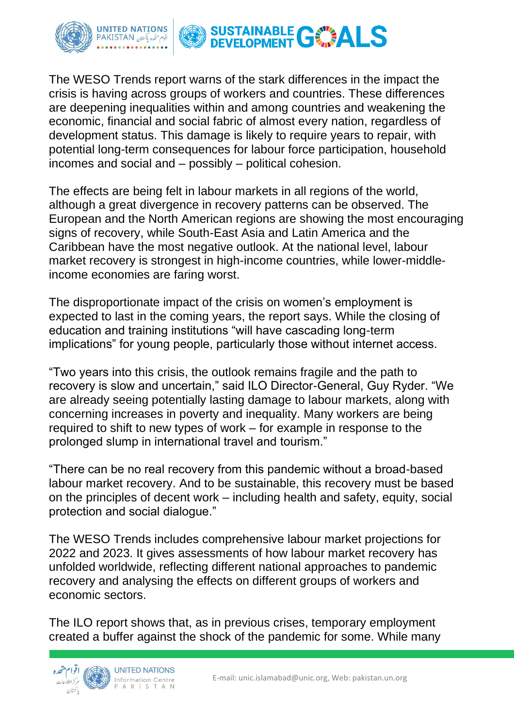The WESO Trends report warns of the stark differences in the impact the crisis is having across groups of workers and countries. These differences are deepening inequalities within and among countries and weakening the economic, financial and social fabric of almost every nation, regardless of development status. This damage is likely to require years to repair, with potential long-term consequences for labour force participation, household incomes and social and – possibly – political cohesion.

The effects are being felt in labour markets in all regions of the world, although a great divergence in recovery patterns can be observed. The European and the North American regions are showing the most encouraging signs of recovery, while South-East Asia and Latin America and the Caribbean have the most negative outlook. At the national level, labour market recovery is strongest in high-income countries, while lower-middle-income economies are faring worst.

The disproportionate impact of the crisis on women's employment is expected to last in the coming years, the report says. While the closing of education and training institutions "will have cascading long-term implications" for young people, particularly those without internet access.

"Two years into this crisis, the outlook remains fragile and the path to recovery is slow and uncertain," said ILO Director-General, Guy Ryder. "We are already seeing potentially lasting damage to labour markets, along with concerning increases in poverty and inequality. Many workers are being required to shift to new types of work – for example in response to the prolonged slump in international travel and tourism."

"There can be no real recovery from this pandemic without a broad-based labour market recovery. And to be sustainable, this recovery must be based on the principles of decent work – including health and safety, equity, social protection and social dialogue."

The WESO Trends includes comprehensive labour market projections for 2022 and 2023. It gives assessments of how labour market recovery has unfolded worldwide, reflecting different national approaches to pandemic recovery and analysing the effects on different groups of workers and economic sectors.

The ILO report shows that, as in previous crises, temporary employment created a buffer against the shock of the pandemic for some. While many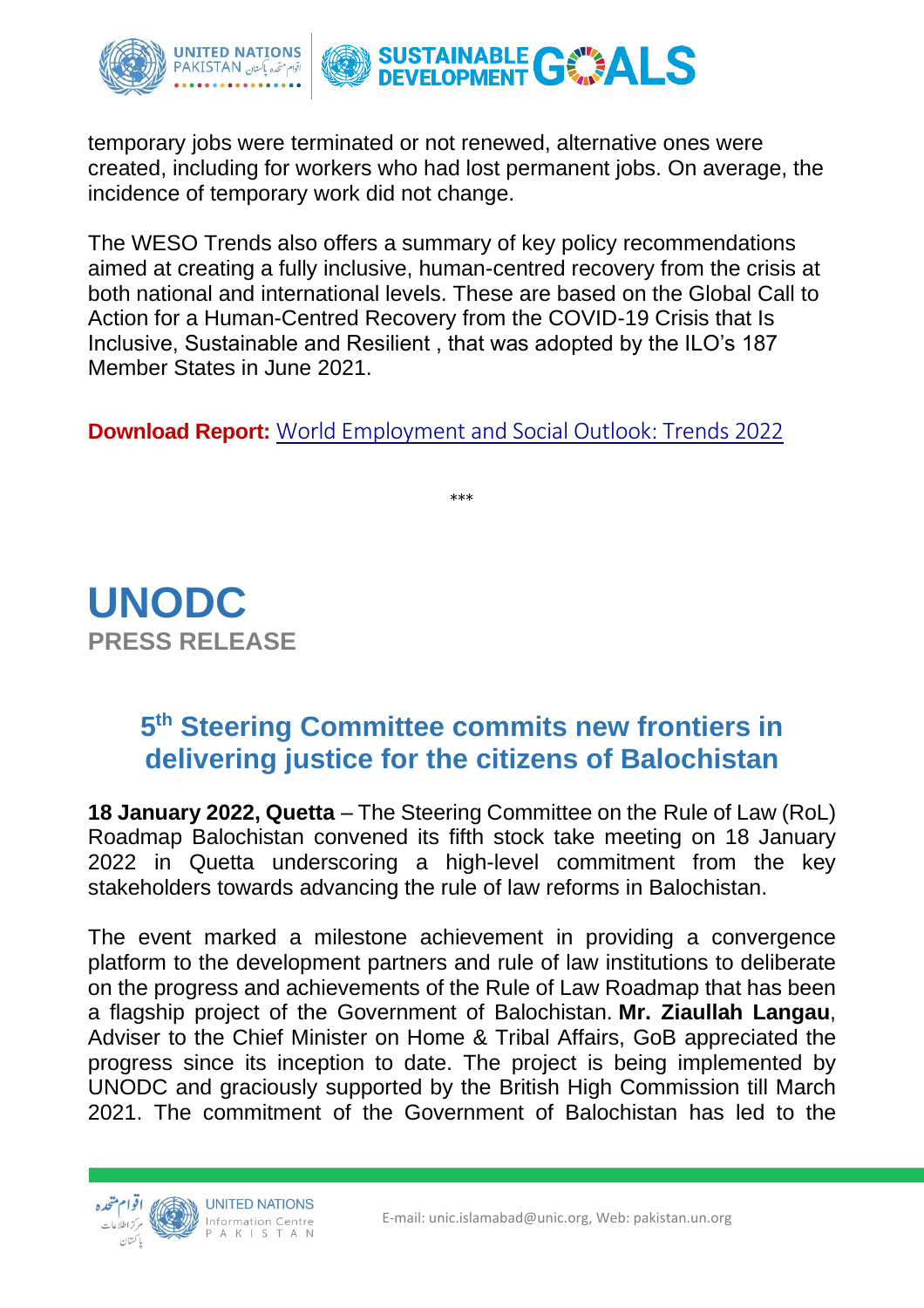temporary jobs were terminated or not renewed, alternative ones were created, including for workers who had lost permanent jobs. On average, the incidence of temporary work did not change.

The WESO Trends also offers a summary of key policy recommendations aimed at creating a fully inclusive, human-centred recovery from the crisis at both national and international levels. These are based on the Global Call to Action for a Human-Centred Recovery from the COVID-19 Crisis that Is Inclusive, Sustainable and Resilient , that was adopted by the ILO's 187 Member States in June 2021.

**Download Report:** World Employment and Social Outlook: Trends 2022

***

# UNODC

**PRESS RELEASE**

## 5th Steering Committee commits new frontiers in delivering justice for the citizens of Balochistan

**18 January 2022, Quetta** – The Steering Committee on the Rule of Law (RoL) Roadmap Balochistan convened its fifth stock take meeting on 18 January 2022 in Quetta underscoring a high-level commitment from the key stakeholders towards advancing the rule of law reforms in Balochistan.

The event marked a milestone achievement in providing a convergence platform to the development partners and rule of law institutions to deliberate on the progress and achievements of the Rule of Law Roadmap that has been a flagship project of the Government of Balochistan. **Mr. Ziaullah Langau**, Adviser to the Chief Minister on Home & Tribal Affairs, GoB appreciated the progress since its inception to date. The project is being implemented by UNODC and graciously supported by the British High Commission till March 2021. The commitment of the Government of Balochistan has led to the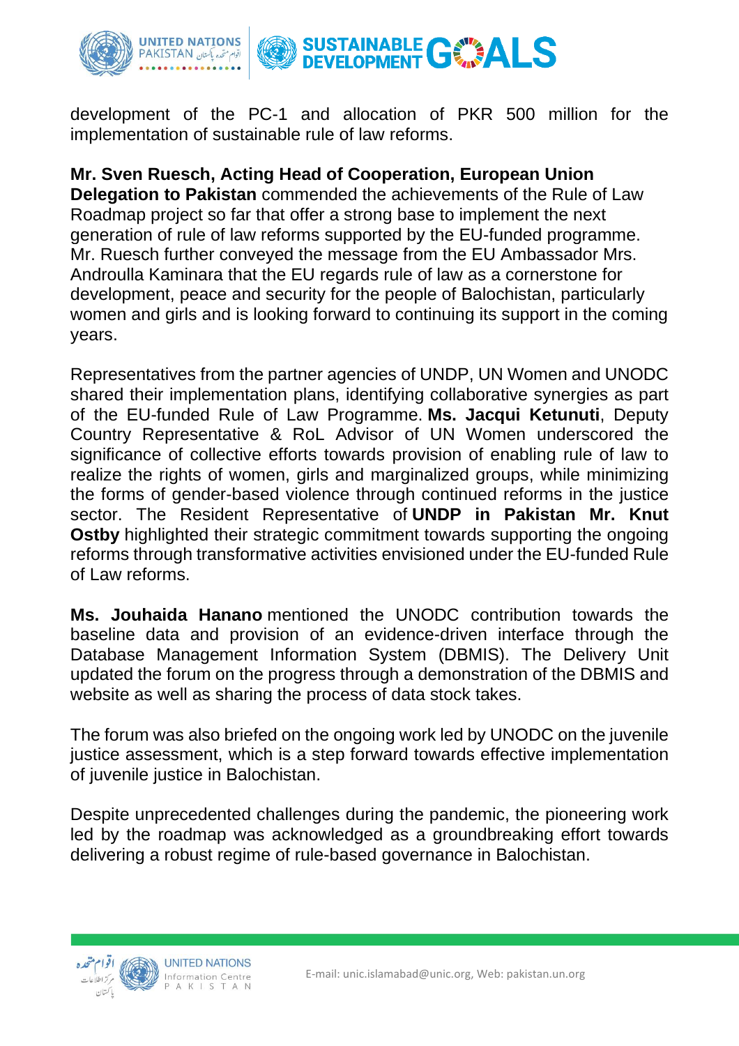development of the PC-1 and allocation of PKR 500 million for the implementation of sustainable rule of law reforms.

**Mr. Sven Ruesch, Acting Head of Cooperation, European Union Delegation to Pakistan** commended the achievements of the Rule of Law Roadmap project so far that offer a strong base to implement the next generation of rule of law reforms supported by the EU-funded programme. Mr. Ruesch further conveyed the message from the EU Ambassador Mrs. Androulla Kaminara that the EU regards rule of law as a cornerstone for development, peace and security for the people of Balochistan, particularly women and girls and is looking forward to continuing its support in the coming years.

Representatives from the partner agencies of UNDP, UN Women and UNODC shared their implementation plans, identifying collaborative synergies as part of the EU-funded Rule of Law Programme. **Ms. Jacqui Ketunuti**, Deputy Country Representative & RoL Advisor of UN Women underscored the significance of collective efforts towards provision of enabling rule of law to realize the rights of women, girls and marginalized groups, while minimizing the forms of gender-based violence through continued reforms in the justice sector. The Resident Representative of **UNDP in Pakistan Mr. Knut Ostby** highlighted their strategic commitment towards supporting the ongoing reforms through transformative activities envisioned under the EU-funded Rule of Law reforms.

**Ms. Jouhaida Hanano** mentioned the UNODC contribution towards the baseline data and provision of an evidence-driven interface through the Database Management Information System (DBMIS). The Delivery Unit updated the forum on the progress through a demonstration of the DBMIS and website as well as sharing the process of data stock takes.

The forum was also briefed on the ongoing work led by UNODC on the juvenile justice assessment, which is a step forward towards effective implementation of juvenile justice in Balochistan.

Despite unprecedented challenges during the pandemic, the pioneering work led by the roadmap was acknowledged as a groundbreaking effort towards delivering a robust regime of rule-based governance in Balochistan.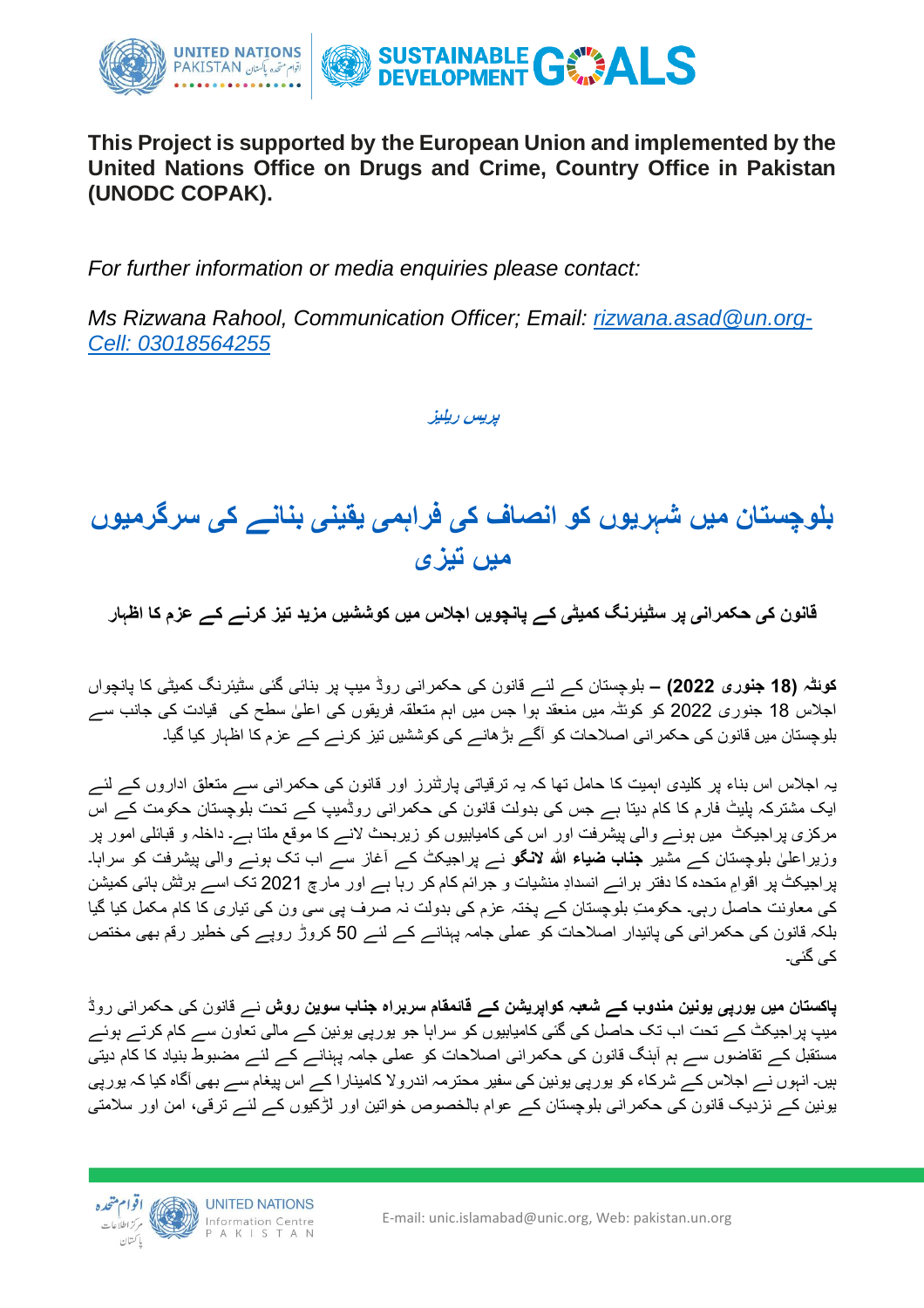**This Project is supported by the European Union and implemented by the United Nations Office on Drugs and Crime, Country Office in Pakistan (UNODC COPAK).**

*For further information or media enquiries please contact:*

*Ms Rizwana Rahool, Communication Officer; Email: rizwana.asad@un.org- Cell: 03018564255*

*پریس ریلیز*

# بلوچستان میں شہریوں کو انصاف کی فراہمی یقینی بنانے کی سرگرمیوں میں تیزی

### قانون کی حکمرانی پر سٹیئرنگ کمیٹی کے پانچویں اجلاس میں کوششیں مزید تیز کرنے کے عزم کا اظہار

**کوئٹہ (18 جنوری 2022) –** بلوچستان کے لئے قانون کی حکمرانی روڈ میپ پر بنائی گئی سٹیئرنگ کمیٹی کا پانچواں اجلاس 18 جنوری 2022 کو کوئٹہ میں منعقد ہوا جس میں اہم متعلقہ فریقوں کی اعلیٰ سطح کی قیادت کی جانب سے بلوچستان میں قانون کی حکمرانی اصلاحات کو آگے بڑھانے کی کوششیں تیز کرنے کے عزم کا اظہار کیا گیا۔

یہ اجلاس اس بناء پر کلیدی اہمیت کا حامل تھا کہ یہ ترقیاتی پارٹنرز اور قانون کی حکمرانی سے متعلق اداروں کے لئے ایک مشترکہ پلیٹ فارم کا کام دیتا ہے جس کی بدولت قانون کی حکمرانی روڈمیپ کے تحت بلوچستان حکومت کے اس مرکزی پراجیکٹ میں ہونے والی پیشرفت اور اس کی کامیابیوں کو زیربحث لانے کا موقع ملتا ہے۔ داخلہ و قبائلی امور پر وزیراعلیٰ بلوچستان کے مشیر **جناب ضیاء اللہ لانگو** نے پراجیکٹ کے آغاز سے اب تک ہونے والی پیشرفت کو سراہا۔ پراجیکٹ پر اقوامِ متحدہ کا دفتر برائے انسدادِ منشیات و جرائم کام کر رہا ہے اور مارچ 2021 تک اسے برٹش ہائی کمیشن کی معاونت حاصل رہی۔ حکومتِ بلوچستان کے پختہ عزم کی بدولت نہ صرف پی سی ون کی تیاری کا کام مکمل کیا گیا بلکہ قانون کی حکمرانی کی پائیدار اصلاحات کو عملی جامہ پہنانے کے لئے 50 کروڑ روپے کی خطیر رقم بھی مختص کی گئی۔

**پاکستان میں یورپی یونین مندوب کے شعبہ کوآپریشن کے قائمقام سربراہ جناب سوین روش** نے قانون کی حکمرانی روڈ میپ پراجیکٹ کے تحت اب تک حاصل کی گئی کامیابیوں کو سراہا جو یورپی یونین کے مالی تعاون سے کام کرتے ہوئے مستقبل کے تقاضوں سے ہم آہنگ قانون کی حکمرانی اصلاحات کو عملی جامہ پہنانے کے لئے مضبوط بنیاد کا کام دیتی ہیں۔ انہوں نے اجلاس کے شرکاء کو یورپی یونین کی سفیر محترمہ اندرولا کامینارا کے اس پیغام سے بھی آگاہ کیا کہ یورپی یونین کے نزدیک قانون کی حکمرانی بلوچستان کے عوام بالخصوص خواتین اور لڑکیوں کے لئے ترقی، امن اور سلامتی

E-mail: unic.islamabad@unic.org, Web: pakistan.un.org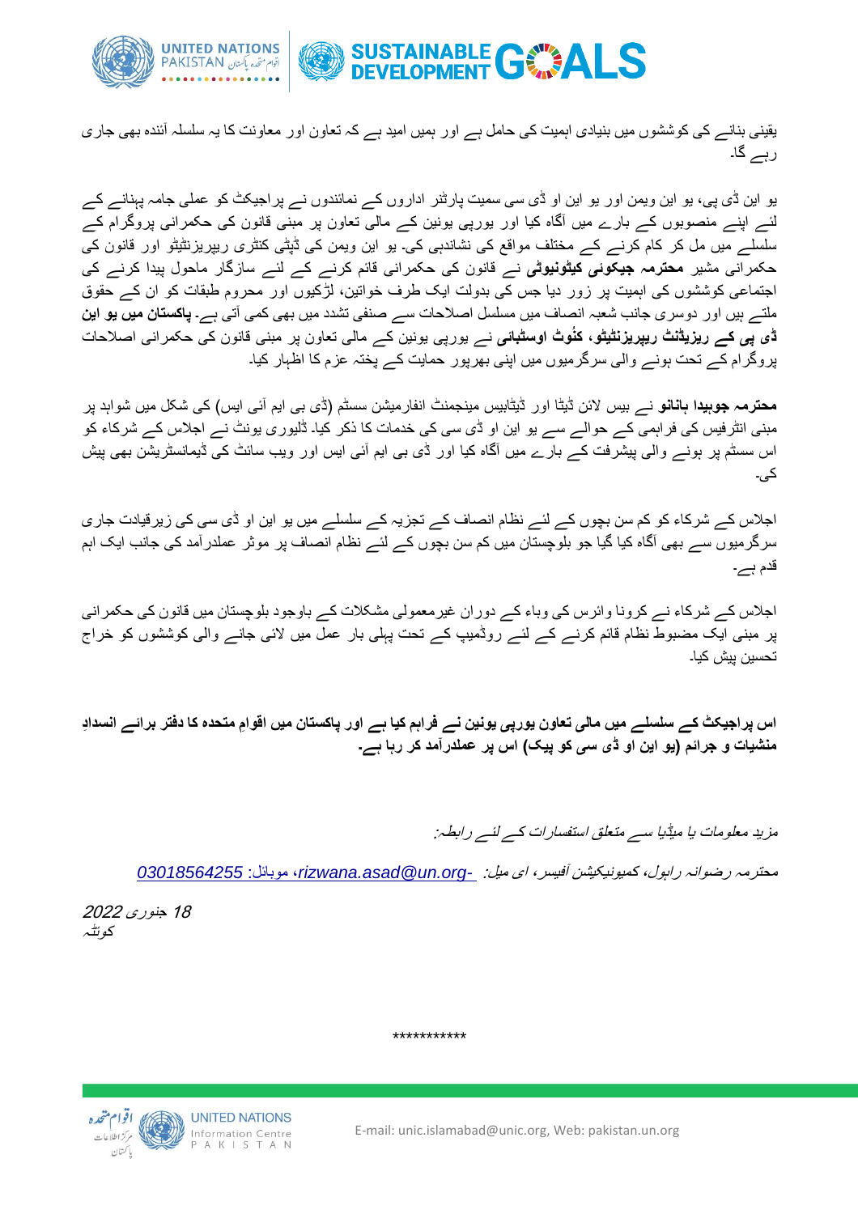یقینی بنانے کی کوششوں میں بنیادی اہمیت کی حامل ہے اور ہمیں امید ہے کہ تعاون اور معاونت کا یہ سلسلہ آئندہ بھی جاری رہے گا۔

یو این ڈی پی، یو این ویمن اور یو این او ڈی سی سمیت پارٹنر اداروں کے نمائندوں نے پراجیکٹ کو عملی جامہ پہنانے کے لئے اپنے منصوبوں کے بارے میں آگاہ کیا اور یورپی یونین کے مالی تعاون پر مبنی قانون کی حکمرانی پروگرام کے سلسلے میں مل کر کام کرنے کے مختلف مواقع کی نشاندہی کی۔ یو این ویمن کی ڈپٹی کنٹری ریپریزنٹیٹو اور قانون کی حکمرانی مشیر **محترمہ جیکوئی کیٹونیوٹی** نے قانون کی حکمرانی قائم کرنے کے لئے سازگار ماحول پیدا کرنے کی اجتماعی کوششوں کی اہمیت پر زور دیا جس کی بدولت ایک طرف خواتین، لڑکیوں اور محروم طبقات کو ان کے حقوق ملتے ہیں اور دوسری جانب شعبہ انصاف میں مسلسل اصلاحات سے صنفی تشدد میں بھی کمی آتی ہے۔ **پاکستان میں یو این ڈی پی کے ریزیڈنٹ ریپریزنٹیٹو، کنُوٹ اوستبائی** نے یورپی یونین کے مالی تعاون پر مبنی قانون کی حکمرانی اصلاحات پروگرام کے تحت ہونے والی سرگرمیوں میں اپنی بھرپور حمایت کے پختہ عزم کا اظہار کیا۔

**محترمہ جوبیدا بانانو** نے بیس لائن ڈیٹا اور ڈیٹابیس مینجمنٹ انفارمیشن سسٹم (ڈی بی ایم آئی ایس) کی شکل میں شواہد پر مبنی انٹرفیس کی فراہمی کے حوالے سے یو این او ڈی سی کی خدمات کا ذکر کیا۔ ڈلیوری یونٹ نے اجلاس کے شرکاء کو اس سسٹم پر ہونے والی پیشرفت کے بارے میں آگاہ کیا اور ڈی بی ایم آئی ایس اور ویب سائٹ کی ڈیمانسٹریشن بھی پیش کی۔

اجلاس کے شرکاء کو کم سن بچوں کے لئے نظام انصاف کے تجزیہ کے سلسلے میں یو این او ڈی سی کی زیرقیادت جاری سرگرمیوں سے بھی آگاہ کیا گیا جو بلوچستان میں کم سن بچوں کے لئے نظام انصاف پر موثر عملدرآمد کی جانب ایک اہم قدم ہے۔

اجلاس کے شرکاء نے کرونا وائرس کی وباء کے دوران غیرمعمولی مشکلات کے باوجود بلوچستان میں قانون کی حکمرانی پر مبنی ایک مضبوط نظام قائم کرنے کے لئے روڈمیپ کے تحت پہلی بار عمل میں لائی جانے والی کوششوں کو خراج تحسین پیش کیا۔

**اس پراجیکٹ کے سلسلے میں مالی تعاون یورپی یونین نے فراہم کیا ہے اور پاکستان میں اقوامِ متحدہ کا دفتر برائے انسدادِ منشیات و جرائم (یو این او ڈی سی کو پیک) اس پر عملدرآمد کر رہا ہے۔**

*مزید معلومات یا میڈیا سے متعلق استفسارات کے لئے رابطہ:*

*محترمہ رضوانہ رابول، کمیونیکیشن آفیسر، ای میل: rizwana.asad@un.org- ، موبائل: 03018564255*

*18 جنوری 2022*
*کوئٹہ*

\*\*\*\*\*\*\*\*\*\*\*